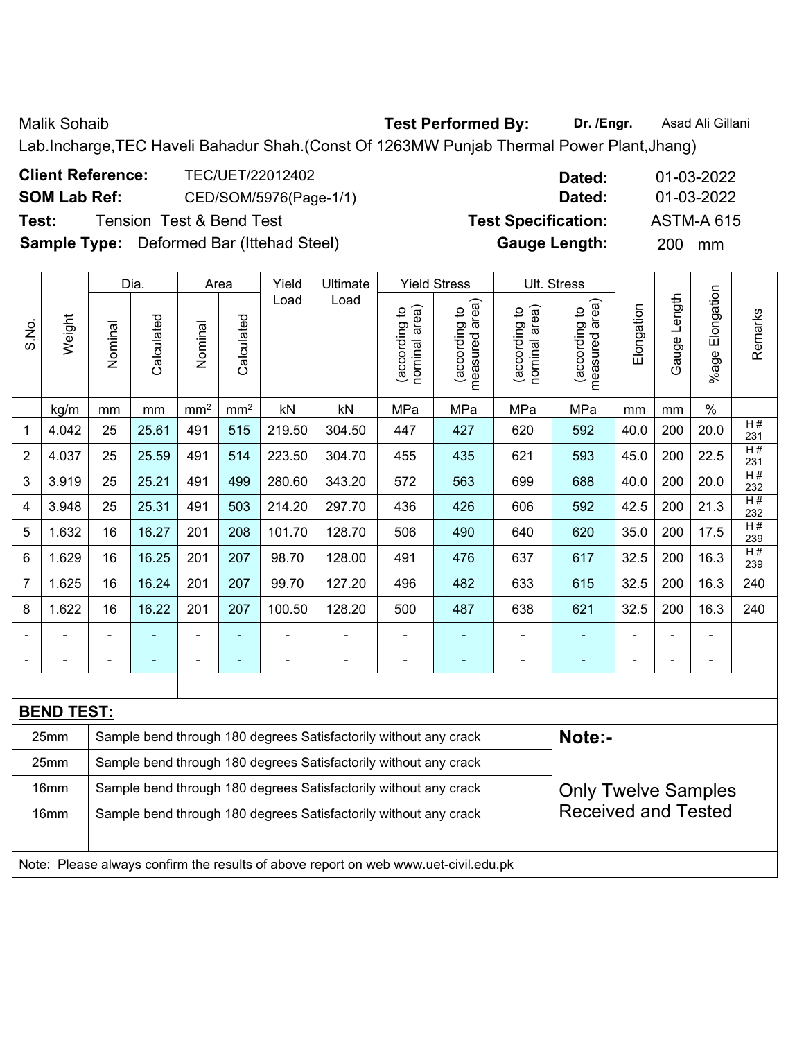Malik Sohaib **Test Performed By:** **Dr. /Engr.** Asad Ali Gillani

Lab.Incharge,TEC Haveli Bahadur Shah.(Const Of 1263MW Punjab Thermal Power Plant,Jhang)

**Client Reference:** TEC/UET/22012402 **Dated:** 01-03-2022

**SOM Lab Ref:** CED/SOM/5976(Page-1/1) **Dated:** 01-03-2022

**Test:** Tension Test & Bend Test **Test Specification:** ASTM-A 615

**Sample Type:** Deformed Bar (Ittehad Steel) **Gauge Length:** 200 mm

| S.No. | Weight | Dia. | | Area | | Yield Load | Ultimate Load | Yield Stress | | Ult. Stress | | Elongation | Gauge Length | %age Elongation | Remarks |
|---|---|---|---|---|---|---|---|---|---|---|---|---|---|---|---|
| | | Nominal | Calculated | Nominal | Calculated | | | (according to nominal area) | (according to measured area) | (according to nominal area) | (according to measured area) | | | | |
| | kg/m | mm | mm | mm² | mm² | kN | kN | MPa | MPa | MPa | MPa | mm | mm | % | |
| 1 | 4.042 | 25 | 25.61 | 491 | 515 | 219.50 | 304.50 | 447 | 427 | 620 | 592 | 40.0 | 200 | 20.0 | H # 231 |
| 2 | 4.037 | 25 | 25.59 | 491 | 514 | 223.50 | 304.70 | 455 | 435 | 621 | 593 | 45.0 | 200 | 22.5 | H # 231 |
| 3 | 3.919 | 25 | 25.21 | 491 | 499 | 280.60 | 343.20 | 572 | 563 | 699 | 688 | 40.0 | 200 | 20.0 | H # 232 |
| 4 | 3.948 | 25 | 25.31 | 491 | 503 | 214.20 | 297.70 | 436 | 426 | 606 | 592 | 42.5 | 200 | 21.3 | H # 232 |
| 5 | 1.632 | 16 | 16.27 | 201 | 208 | 101.70 | 128.70 | 506 | 490 | 640 | 620 | 35.0 | 200 | 17.5 | H # 239 |
| 6 | 1.629 | 16 | 16.25 | 201 | 207 | 98.70 | 128.00 | 491 | 476 | 637 | 617 | 32.5 | 200 | 16.3 | H # 239 |
| 7 | 1.625 | 16 | 16.24 | 201 | 207 | 99.70 | 127.20 | 496 | 482 | 633 | 615 | 32.5 | 200 | 16.3 | 240 |
| 8 | 1.622 | 16 | 16.22 | 201 | 207 | 100.50 | 128.20 | 500 | 487 | 638 | 621 | 32.5 | 200 | 16.3 | 240 |
| - | - | - | - | - | - | - | - | - | - | - | - | - | - | - | |
| - | - | - | - | - | - | - | - | - | - | - | - | - | - | - | |

**BEND TEST:**

| Size | Result |
|---|---|
| 25mm | Sample bend through 180 degrees Satisfactorily without any crack |
| 25mm | Sample bend through 180 degrees Satisfactorily without any crack |
| 16mm | Sample bend through 180 degrees Satisfactorily without any crack |
| 16mm | Sample bend through 180 degrees Satisfactorily without any crack |

**Note:-**

Only Twelve Samples Received and Tested

Note: Please always confirm the results of above report on web www.uet-civil.edu.pk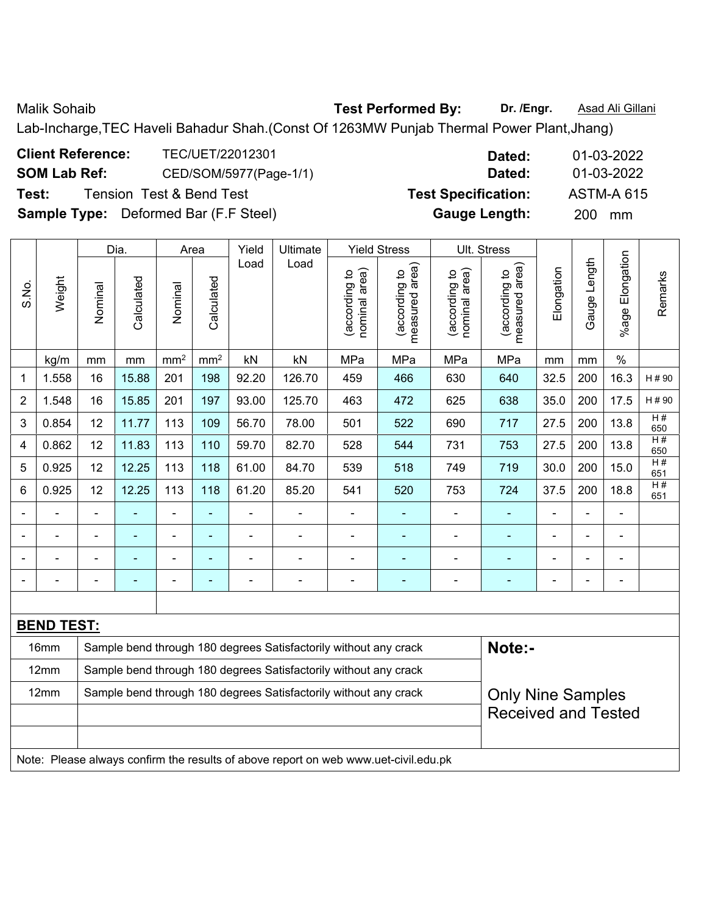Malik Sohaib **Test Performed By:** **Dr. /Engr.** Asad Ali Gillani

Lab-Incharge,TEC Haveli Bahadur Shah.(Const Of 1263MW Punjab Thermal Power Plant,Jhang)

| | | | |
|---|---|---|---|
| **Client Reference:** | TEC/UET/22012301 | **Dated:** | 01-03-2022 |
| **SOM Lab Ref:** | CED/SOM/5977(Page-1/1) | **Dated:** | 01-03-2022 |
| **Test:** | Tension Test & Bend Test | **Test Specification:** | ASTM-A 615 |
| **Sample Type:** | Deformed Bar (F.F Steel) | **Gauge Length:** | 200 mm |

| S.No. | Weight | Dia. | | Area | | Yield Load | Ultimate Load | Yield Stress | | Ult. Stress | | Elongation | Gauge Length | %age Elongation | Remarks |
|---|---|---|---|---|---|---|---|---|---|---|---|---|---|---|---|
| | | Nominal | Calculated | Nominal | Calculated | | | (according to nominal area) | (according to measured area) | (according to nominal area) | (according to measured area) | | | | |
| | kg/m | mm | mm | $mm^2$ | $mm^2$ | kN | kN | MPa | MPa | MPa | MPa | mm | mm | % | |
| 1 | 1.558 | 16 | 15.88 | 201 | 198 | 92.20 | 126.70 | 459 | 466 | 630 | 640 | 32.5 | 200 | 16.3 | H # 90 |
| 2 | 1.548 | 16 | 15.85 | 201 | 197 | 93.00 | 125.70 | 463 | 472 | 625 | 638 | 35.0 | 200 | 17.5 | H # 90 |
| 3 | 0.854 | 12 | 11.77 | 113 | 109 | 56.70 | 78.00 | 501 | 522 | 690 | 717 | 27.5 | 200 | 13.8 | H # 650 |
| 4 | 0.862 | 12 | 11.83 | 113 | 110 | 59.70 | 82.70 | 528 | 544 | 731 | 753 | 27.5 | 200 | 13.8 | H # 650 |
| 5 | 0.925 | 12 | 12.25 | 113 | 118 | 61.00 | 84.70 | 539 | 518 | 749 | 719 | 30.0 | 200 | 15.0 | H # 651 |
| 6 | 0.925 | 12 | 12.25 | 113 | 118 | 61.20 | 85.20 | 541 | 520 | 753 | 724 | 37.5 | 200 | 18.8 | H # 651 |
| - | - | - | - | - | - | - | - | - | - | - | - | - | - | - | |
| - | - | - | - | - | - | - | - | - | - | - | - | - | - | - | |
| - | - | - | - | - | - | - | - | - | - | - | - | - | - | - | |
| - | - | - | - | - | - | - | - | - | - | - | - | - | - | - | |

**BEND TEST:**

| | |
|---|---|
| 16mm | Sample bend through 180 degrees Satisfactorily without any crack |
| 12mm | Sample bend through 180 degrees Satisfactorily without any crack |
| 12mm | Sample bend through 180 degrees Satisfactorily without any crack |

**Note:-**

Only Nine Samples Received and Tested

Note: Please always confirm the results of above report on web www.uet-civil.edu.pk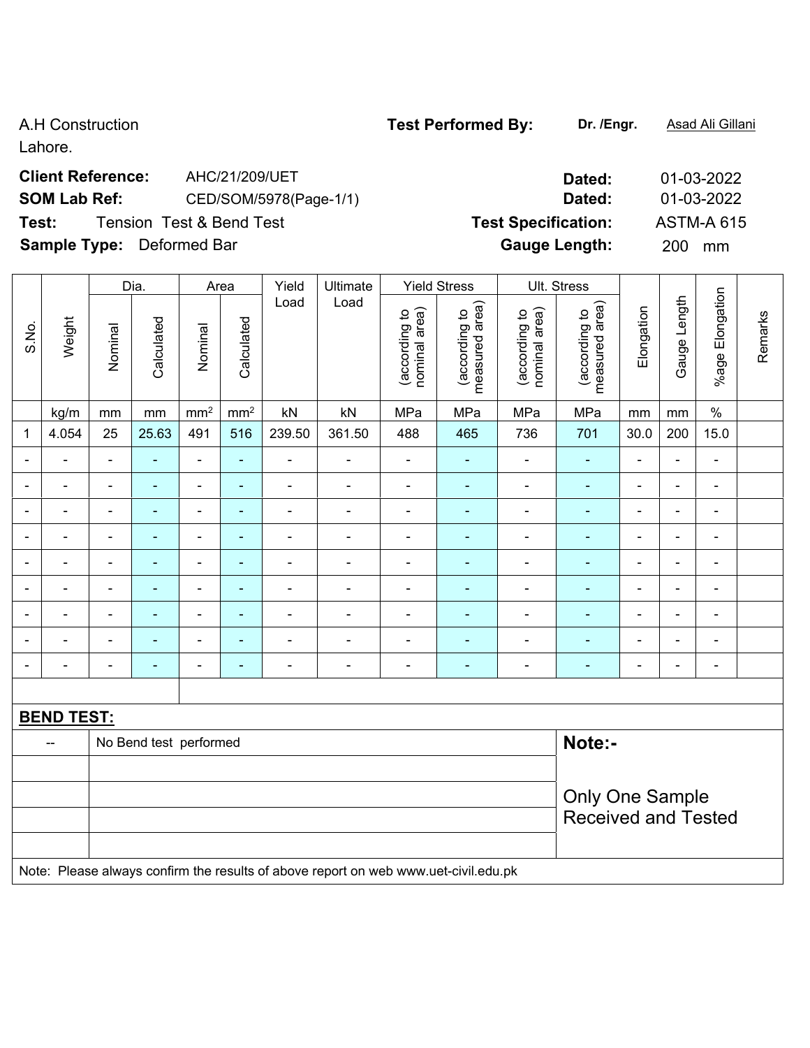A.H Construction
Lahore.

**Test Performed By:** **Dr. /Engr.** Asad Ali Gillani

**Client Reference:** AHC/21/209/UET **Dated:** 01-03-2022

**SOM Lab Ref:** CED/SOM/5978(Page-1/1) **Dated:** 01-03-2022

**Test:** Tension Test & Bend Test **Test Specification:** ASTM-A 615

**Sample Type:** Deformed Bar **Gauge Length:** 200 mm

| S.No. | Weight | Dia. | | Area | | Yield Load | Ultimate Load | Yield Stress | | Ult. Stress | | Elongation | Gauge Length | %age Elongation | Remarks |
|---|---|---|---|---|---|---|---|---|---|---|---|---|---|---|---|
| | | Nominal | Calculated | Nominal | Calculated | | | (according to nominal area) | (according to measured area) | (according to nominal area) | (according to measured area) | | | | |
| | kg/m | mm | mm | mm$^2$ | mm$^2$ | kN | kN | MPa | MPa | MPa | MPa | mm | mm | % | |
| 1 | 4.054 | 25 | 25.63 | 491 | 516 | 239.50 | 361.50 | 488 | 465 | 736 | 701 | 30.0 | 200 | 15.0 | |
| - | - | - | - | - | - | - | - | - | - | - | - | - | - | - | |
| - | - | - | - | - | - | - | - | - | - | - | - | - | - | - | |
| - | - | - | - | - | - | - | - | - | - | - | - | - | - | - | |
| - | - | - | - | - | - | - | - | - | - | - | - | - | - | - | |
| - | - | - | - | - | - | - | - | - | - | - | - | - | - | - | |
| - | - | - | - | - | - | - | - | - | - | - | - | - | - | - | |
| - | - | - | - | - | - | - | - | - | - | - | - | - | - | - | |
| - | - | - | - | - | - | - | - | - | - | - | - | - | - | - | |
| - | - | - | - | - | - | - | - | - | - | - | - | - | - | - | |

**BEND TEST:**

| | | |
|---|---|---|
| -- | No Bend test performed | **Note:-** |
| | | Only One Sample Received and Tested |

Note: Please always confirm the results of above report on web www.uet-civil.edu.pk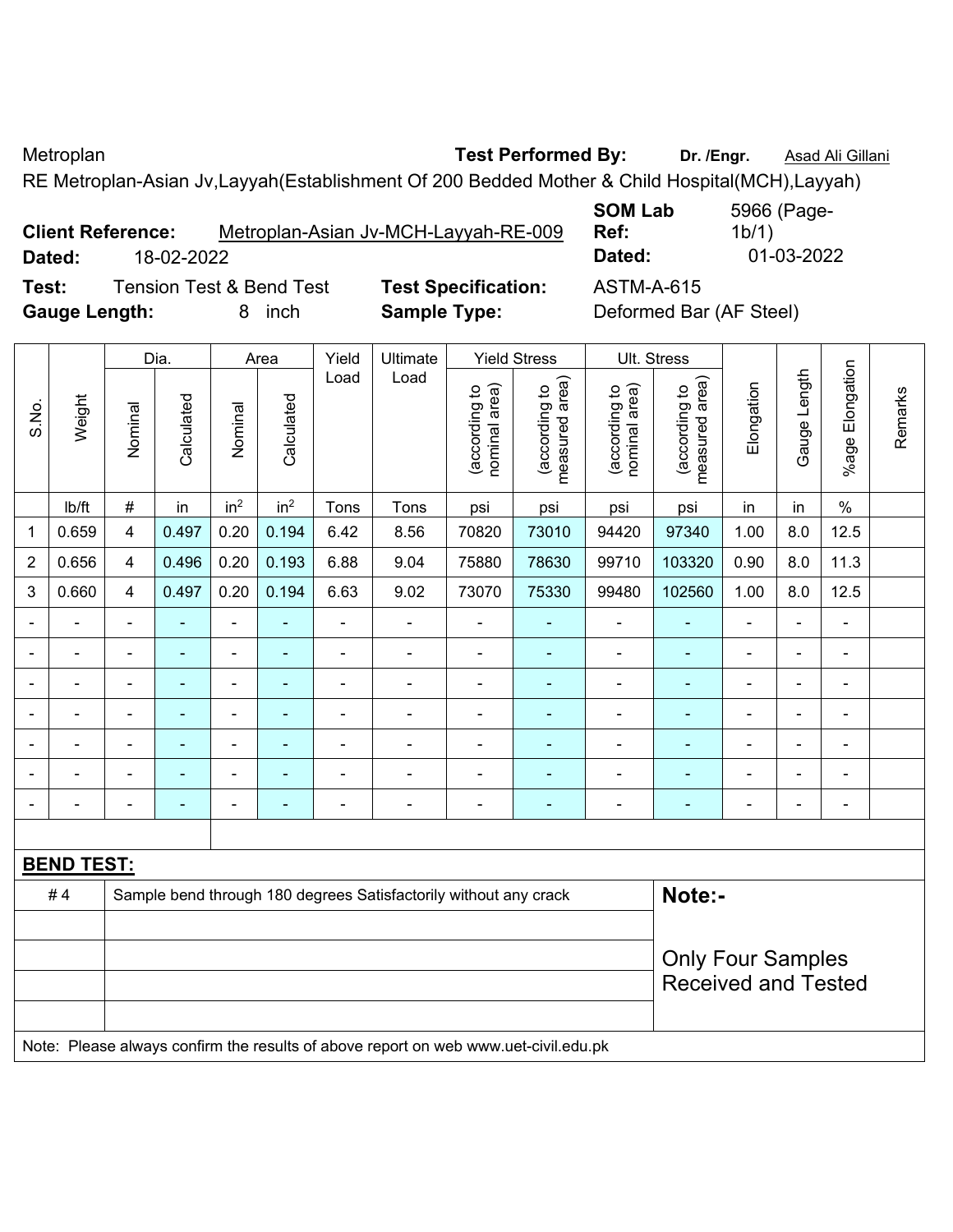Metroplan **Test Performed By:** **Dr. /Engr.** Asad Ali Gillani

RE Metroplan-Asian Jv,Layyah(Establishment Of 200 Bedded Mother & Child Hospital(MCH),Layyah)

**Client Reference:** Metroplan-Asian Jv-MCH-Layyah-RE-009 **SOM Lab Ref:** 5966 (Page-1b/1)

**Dated:** 18-02-2022 **Dated:** 01-03-2022

**Test:** Tension Test & Bend Test **Test Specification:** ASTM-A-615

**Gauge Length:** 8 inch **Sample Type:** Deformed Bar (AF Steel)

| S.No. | Weight | Dia. | | Area | | Yield Load | Ultimate Load | Yield Stress | | Ult. Stress | | Elongation | Gauge Length | %age Elongation | Remarks |
|---|---|---|---|---|---|---|---|---|---|---|---|---|---|---|---|
| | | Nominal | Calculated | Nominal | Calculated | | | (according to nominal area) | (according to measured area) | (according to nominal area) | (according to measured area) | | | | |
| | lb/ft | # | in | $in^2$ | $in^2$ | Tons | Tons | psi | psi | psi | psi | in | in | % | |
| 1 | 0.659 | 4 | 0.497 | 0.20 | 0.194 | 6.42 | 8.56 | 70820 | 73010 | 94420 | 97340 | 1.00 | 8.0 | 12.5 | |
| 2 | 0.656 | 4 | 0.496 | 0.20 | 0.193 | 6.88 | 9.04 | 75880 | 78630 | 99710 | 103320 | 0.90 | 8.0 | 11.3 | |
| 3 | 0.660 | 4 | 0.497 | 0.20 | 0.194 | 6.63 | 9.02 | 73070 | 75330 | 99480 | 102560 | 1.00 | 8.0 | 12.5 | |
| - | - | - | - | - | - | - | - | - | - | - | - | - | - | - | |
| - | - | - | - | - | - | - | - | - | - | - | - | - | - | - | |
| - | - | - | - | - | - | - | - | - | - | - | - | - | - | - | |
| - | - | - | - | - | - | - | - | - | - | - | - | - | - | - | |
| - | - | - | - | - | - | - | - | - | - | - | - | - | - | - | |
| - | - | - | - | - | - | - | - | - | - | - | - | - | - | - | |
| - | - | - | - | - | - | - | - | - | - | - | - | - | - | - | |

**BEND TEST:**

| | | |
|---|---|---|
| # 4 | Sample bend through 180 degrees Satisfactorily without any crack | **Note:-** Only Four Samples Received and Tested |

Note: Please always confirm the results of above report on web www.uet-civil.edu.pk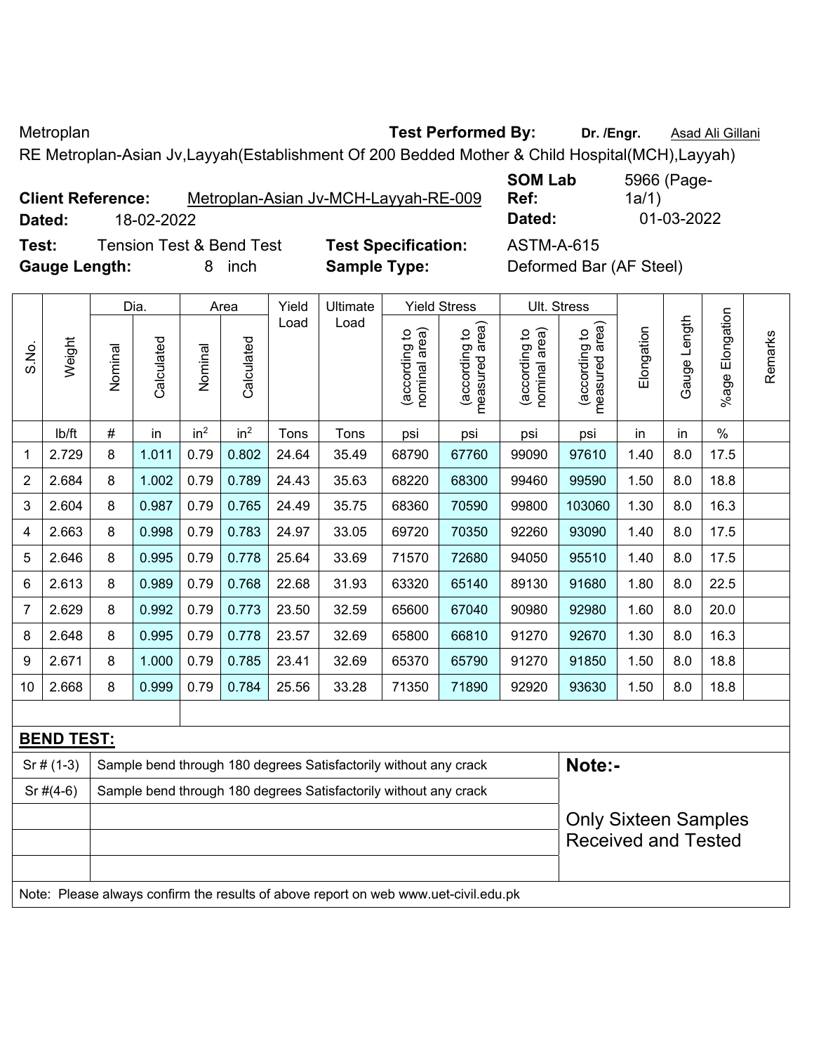Metroplan **Test Performed By:** **Dr. /Engr.** Asad Ali Gillani

RE Metroplan-Asian Jv,Layyah(Establishment Of 200 Bedded Mother & Child Hospital(MCH),Layyah)

**Client Reference:** Metroplan-Asian Jv-MCH-Layyah-RE-009 **SOM Lab Ref:** 5966 (Page-1a/1)

**Dated:** 18-02-2022 **Dated:** 01-03-2022

**Test:** Tension Test & Bend Test **Test Specification:** ASTM-A-615

**Gauge Length:** 8 inch **Sample Type:** Deformed Bar (AF Steel)

| S.No. | Weight | Dia. | | Area | | Yield Load | Ultimate Load | Yield Stress | | Ult. Stress | | Elongation | Gauge Length | %age Elongation | Remarks |
|---|---|---|---|---|---|---|---|---|---|---|---|---|---|---|---|
| | | Nominal | Calculated | Nominal | Calculated | | | (according to nominal area) | (according to measured area) | (according to nominal area) | (according to measured area) | | | | |
| | lb/ft | # | in | $in^2$ | $in^2$ | Tons | Tons | psi | psi | psi | psi | in | in | % | |
| 1 | 2.729 | 8 | 1.011 | 0.79 | 0.802 | 24.64 | 35.49 | 68790 | 67760 | 99090 | 97610 | 1.40 | 8.0 | 17.5 | |
| 2 | 2.684 | 8 | 1.002 | 0.79 | 0.789 | 24.43 | 35.63 | 68220 | 68300 | 99460 | 99590 | 1.50 | 8.0 | 18.8 | |
| 3 | 2.604 | 8 | 0.987 | 0.79 | 0.765 | 24.49 | 35.75 | 68360 | 70590 | 99800 | 103060 | 1.30 | 8.0 | 16.3 | |
| 4 | 2.663 | 8 | 0.998 | 0.79 | 0.783 | 24.97 | 33.05 | 69720 | 70350 | 92260 | 93090 | 1.40 | 8.0 | 17.5 | |
| 5 | 2.646 | 8 | 0.995 | 0.79 | 0.778 | 25.64 | 33.69 | 71570 | 72680 | 94050 | 95510 | 1.40 | 8.0 | 17.5 | |
| 6 | 2.613 | 8 | 0.989 | 0.79 | 0.768 | 22.68 | 31.93 | 63320 | 65140 | 89130 | 91680 | 1.80 | 8.0 | 22.5 | |
| 7 | 2.629 | 8 | 0.992 | 0.79 | 0.773 | 23.50 | 32.59 | 65600 | 67040 | 90980 | 92980 | 1.60 | 8.0 | 20.0 | |
| 8 | 2.648 | 8 | 0.995 | 0.79 | 0.778 | 23.57 | 32.69 | 65800 | 66810 | 91270 | 92670 | 1.30 | 8.0 | 16.3 | |
| 9 | 2.671 | 8 | 1.000 | 0.79 | 0.785 | 23.41 | 32.69 | 65370 | 65790 | 91270 | 91850 | 1.50 | 8.0 | 18.8 | |
| 10 | 2.668 | 8 | 0.999 | 0.79 | 0.784 | 25.56 | 33.28 | 71350 | 71890 | 92920 | 93630 | 1.50 | 8.0 | 18.8 | |

**BEND TEST:**

| | | |
|---|---|---|
| Sr # (1-3) | Sample bend through 180 degrees Satisfactorily without any crack | **Note:-** |
| Sr #(4-6) | Sample bend through 180 degrees Satisfactorily without any crack | Only Sixteen Samples Received and Tested |

Note: Please always confirm the results of above report on web www.uet-civil.edu.pk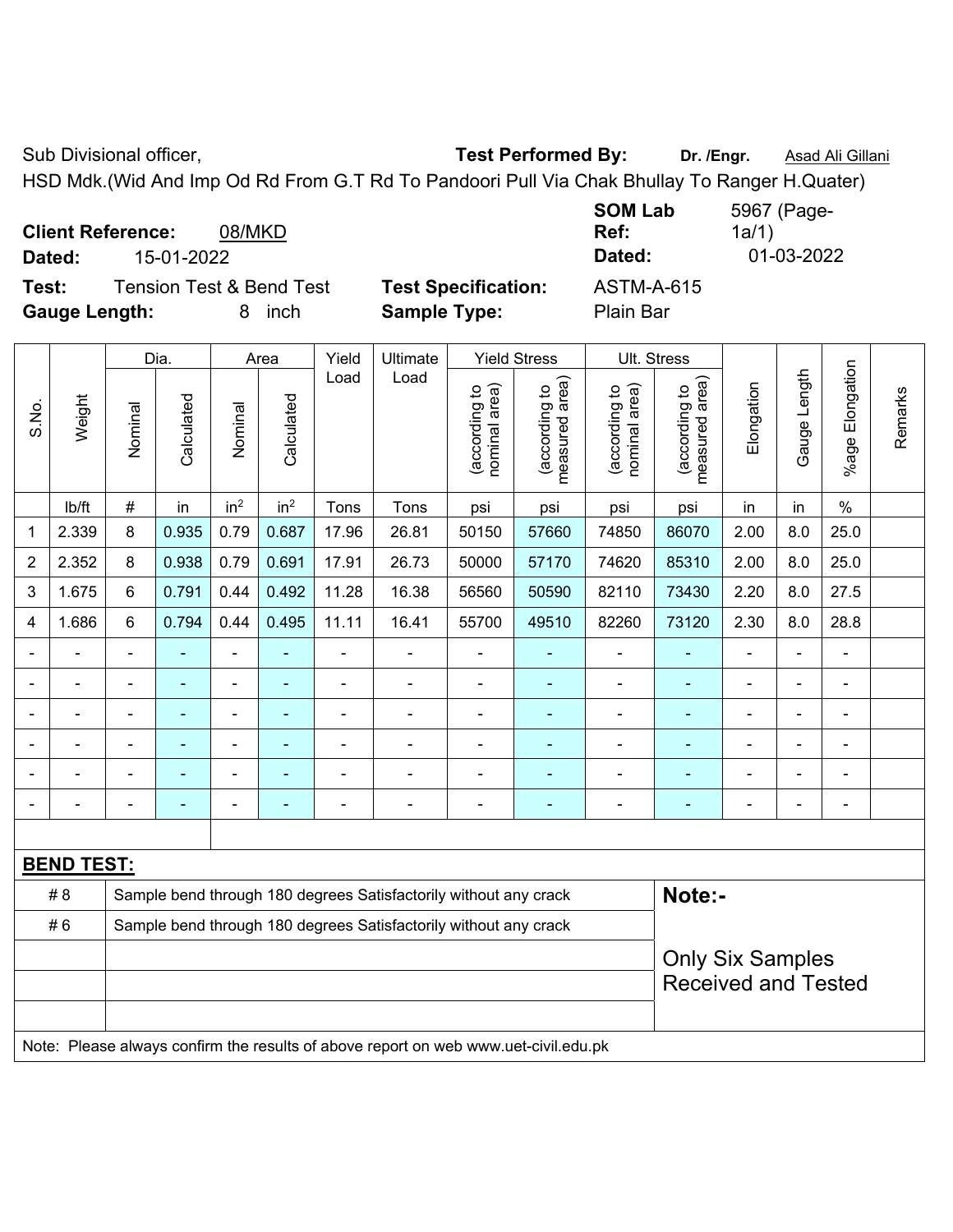Sub Divisional officer, **Test Performed By:** **Dr. /Engr.** Asad Ali Gillani

HSD Mdk.(Wid And Imp Od Rd From G.T Rd To Pandoori Pull Via Chak Bhullay To Ranger H.Quater)

**Client Reference:** 08/MKD **SOM Lab Ref:** 5967 (Page-1a/1)

**Dated:** 15-01-2022 **Dated:** 01-03-2022

**Test:** Tension Test & Bend Test **Test Specification:** ASTM-A-615

**Gauge Length:** 8 inch **Sample Type:** Plain Bar

| S.No. | Weight | Dia. | | Area | | Yield Load | Ultimate Load | Yield Stress | | Ult. Stress | | Elongation | Gauge Length | %age Elongation | Remarks |
|---|---|---|---|---|---|---|---|---|---|---|---|---|---|---|---|
| | | Nominal | Calculated | Nominal | Calculated | | | (according to nominal area) | (according to measured area) | (according to nominal area) | (according to measured area) | | | | |
| | lb/ft | # | in | in$^2$ | in$^2$ | Tons | Tons | psi | psi | psi | psi | in | in | % | |
| 1 | 2.339 | 8 | 0.935 | 0.79 | 0.687 | 17.96 | 26.81 | 50150 | 57660 | 74850 | 86070 | 2.00 | 8.0 | 25.0 | |
| 2 | 2.352 | 8 | 0.938 | 0.79 | 0.691 | 17.91 | 26.73 | 50000 | 57170 | 74620 | 85310 | 2.00 | 8.0 | 25.0 | |
| 3 | 1.675 | 6 | 0.791 | 0.44 | 0.492 | 11.28 | 16.38 | 56560 | 50590 | 82110 | 73430 | 2.20 | 8.0 | 27.5 | |
| 4 | 1.686 | 6 | 0.794 | 0.44 | 0.495 | 11.11 | 16.41 | 55700 | 49510 | 82260 | 73120 | 2.30 | 8.0 | 28.8 | |
| - | - | - | - | - | - | - | - | - | - | - | - | - | - | - | |
| - | - | - | - | - | - | - | - | - | - | - | - | - | - | - | |
| - | - | - | - | - | - | - | - | - | - | - | - | - | - | - | |
| - | - | - | - | - | - | - | - | - | - | - | - | - | - | - | |
| - | - | - | - | - | - | - | - | - | - | - | - | - | - | - | |
| - | - | - | - | - | - | - | - | - | - | - | - | - | - | - | |

**BEND TEST:**

| | | |
|---|---|---|
| # 8 | Sample bend through 180 degrees Satisfactorily without any crack | **Note:-** |
| # 6 | Sample bend through 180 degrees Satisfactorily without any crack | Only Six Samples Received and Tested |

Note: Please always confirm the results of above report on web www.uet-civil.edu.pk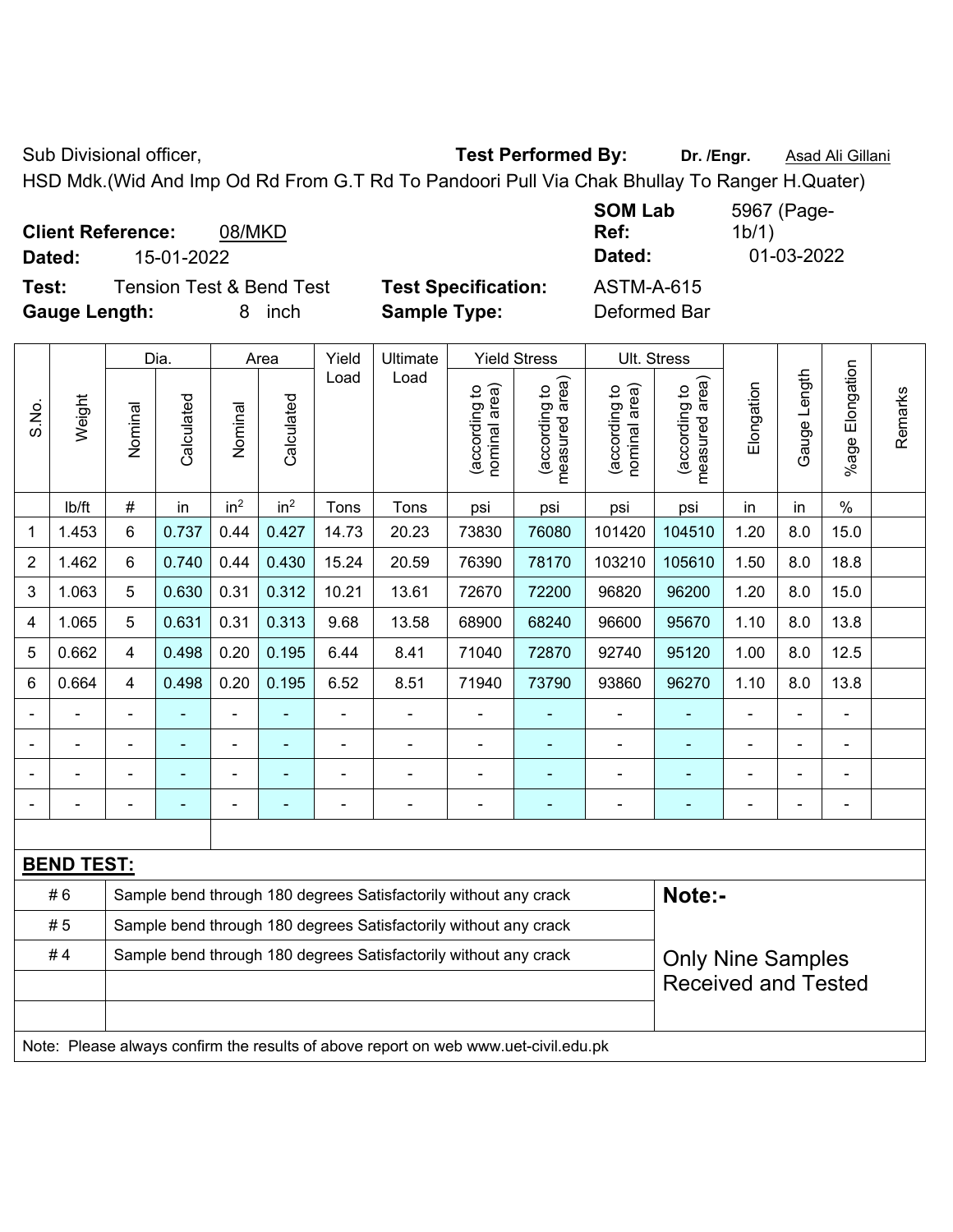Sub Divisional officer, **Test Performed By:** **Dr. /Engr.** Asad Ali Gillani

HSD Mdk.(Wid And Imp Od Rd From G.T Rd To Pandoori Pull Via Chak Bhullay To Ranger H.Quater)

**Client Reference:** 08/MKD **SOM Lab Ref:** 5967 (Page-1b/1)

**Dated:** 15-01-2022 **Dated:** 01-03-2022

**Test:** Tension Test & Bend Test **Test Specification:** ASTM-A-615

**Gauge Length:** 8 inch **Sample Type:** Deformed Bar

| S.No. | Weight | Dia. | | Area | | Yield Load | Ultimate Load | Yield Stress | | Ult. Stress | | Elongation | Gauge Length | %age Elongation | Remarks |
|---|---|---|---|---|---|---|---|---|---|---|---|---|---|---|---|
| | | Nominal | Calculated | Nominal | Calculated | | | (according to nominal area) | (according to measured area) | (according to nominal area) | (according to measured area) | | | | |
| | lb/ft | # | in | in² | in² | Tons | Tons | psi | psi | psi | psi | in | in | % | |
| 1 | 1.453 | 6 | 0.737 | 0.44 | 0.427 | 14.73 | 20.23 | 73830 | 76080 | 101420 | 104510 | 1.20 | 8.0 | 15.0 | |
| 2 | 1.462 | 6 | 0.740 | 0.44 | 0.430 | 15.24 | 20.59 | 76390 | 78170 | 103210 | 105610 | 1.50 | 8.0 | 18.8 | |
| 3 | 1.063 | 5 | 0.630 | 0.31 | 0.312 | 10.21 | 13.61 | 72670 | 72200 | 96820 | 96200 | 1.20 | 8.0 | 15.0 | |
| 4 | 1.065 | 5 | 0.631 | 0.31 | 0.313 | 9.68 | 13.58 | 68900 | 68240 | 96600 | 95670 | 1.10 | 8.0 | 13.8 | |
| 5 | 0.662 | 4 | 0.498 | 0.20 | 0.195 | 6.44 | 8.41 | 71040 | 72870 | 92740 | 95120 | 1.00 | 8.0 | 12.5 | |
| 6 | 0.664 | 4 | 0.498 | 0.20 | 0.195 | 6.52 | 8.51 | 71940 | 73790 | 93860 | 96270 | 1.10 | 8.0 | 13.8 | |
| - | - | - | - | - | - | - | - | - | - | - | - | - | - | - | |
| - | - | - | - | - | - | - | - | - | - | - | - | - | - | - | |
| - | - | - | - | - | - | - | - | - | - | - | - | - | - | - | |
| - | - | - | - | - | - | - | - | - | - | - | - | - | - | - | |

**BEND TEST:**

| | | |
|---|---|---|
| # 6 | Sample bend through 180 degrees Satisfactorily without any crack | **Note:-** |
| # 5 | Sample bend through 180 degrees Satisfactorily without any crack | |
| # 4 | Sample bend through 180 degrees Satisfactorily without any crack | Only Nine Samples Received and Tested |

Note: Please always confirm the results of above report on web www.uet-civil.edu.pk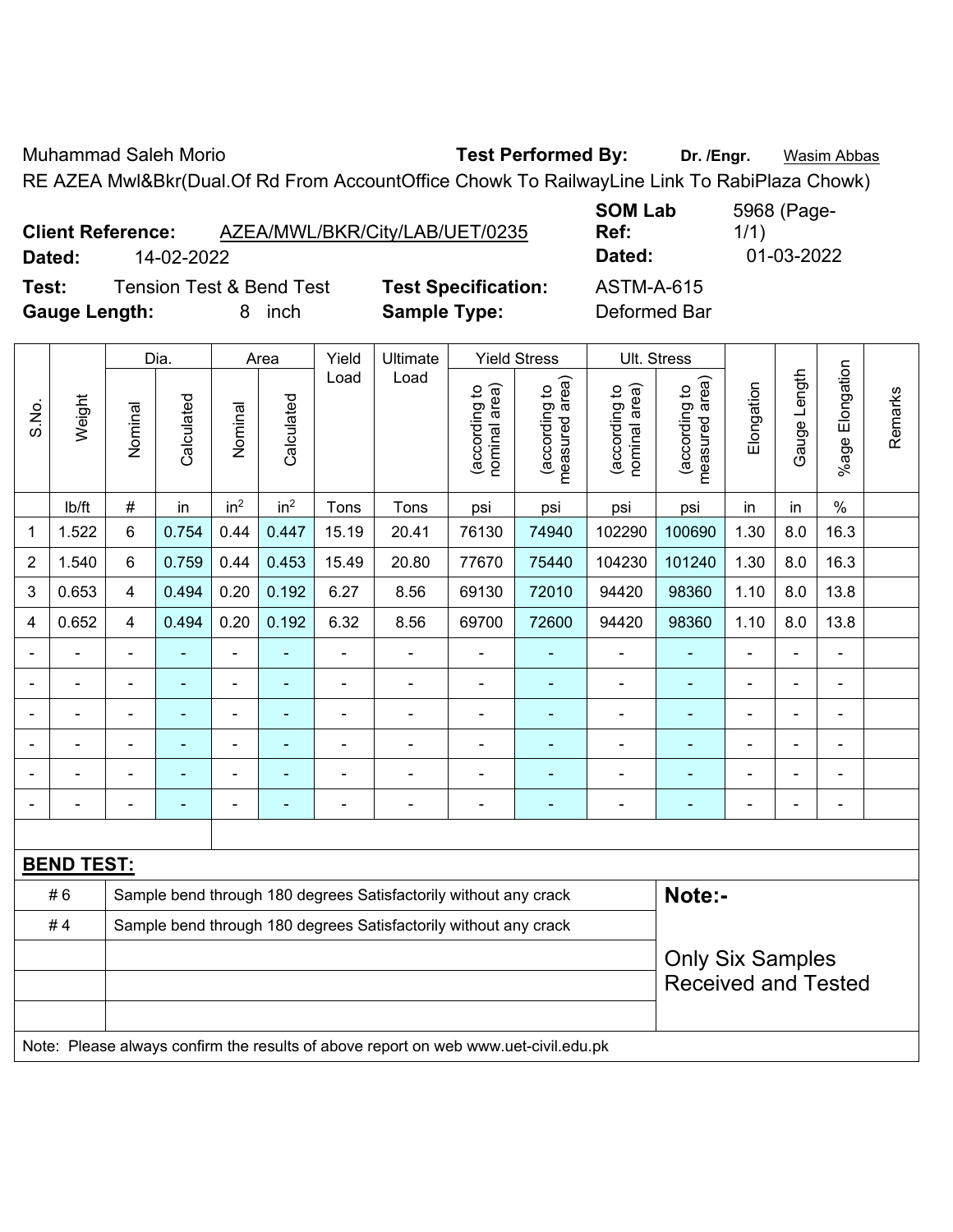Muhammad Saleh Morio **Test Performed By:** **Dr. /Engr.** Wasim Abbas

RE AZEA Mwl&Bkr(Dual.Of Rd From AccountOffice Chowk To RailwayLine Link To RabiPlaza Chowk)

**Client Reference:** AZEA/MWL/BKR/City/LAB/UET/0235 **SOM Lab Ref:** 5968 (Page-1/1)

**Dated:** 14-02-2022 **Dated:** 01-03-2022

**Test:** Tension Test & Bend Test **Test Specification:** ASTM-A-615

**Gauge Length:** 8 inch **Sample Type:** Deformed Bar

| S.No. | Weight | Dia. | | Area | | Yield Load | Ultimate Load | Yield Stress | | Ult. Stress | | Elongation | Gauge Length | %age Elongation | Remarks |
|---|---|---|---|---|---|---|---|---|---|---|---|---|---|---|---|
| | | Nominal | Calculated | Nominal | Calculated | | | (according to nominal area) | (according to measured area) | (according to nominal area) | (according to measured area) | | | | |
| | lb/ft | # | in | in$^2$ | in$^2$ | Tons | Tons | psi | psi | psi | psi | in | in | % | |
| 1 | 1.522 | 6 | 0.754 | 0.44 | 0.447 | 15.19 | 20.41 | 76130 | 74940 | 102290 | 100690 | 1.30 | 8.0 | 16.3 | |
| 2 | 1.540 | 6 | 0.759 | 0.44 | 0.453 | 15.49 | 20.80 | 77670 | 75440 | 104230 | 101240 | 1.30 | 8.0 | 16.3 | |
| 3 | 0.653 | 4 | 0.494 | 0.20 | 0.192 | 6.27 | 8.56 | 69130 | 72010 | 94420 | 98360 | 1.10 | 8.0 | 13.8 | |
| 4 | 0.652 | 4 | 0.494 | 0.20 | 0.192 | 6.32 | 8.56 | 69700 | 72600 | 94420 | 98360 | 1.10 | 8.0 | 13.8 | |
| - | - | - | - | - | - | - | - | - | - | - | - | - | - | - | |
| - | - | - | - | - | - | - | - | - | - | - | - | - | - | - | |
| - | - | - | - | - | - | - | - | - | - | - | - | - | - | - | |
| - | - | - | - | - | - | - | - | - | - | - | - | - | - | - | |
| - | - | - | - | - | - | - | - | - | - | - | - | - | - | - | |
| - | - | - | - | - | - | - | - | - | - | - | - | - | - | - | |

**BEND TEST:**

| | | |
|---|---|---|
| # 6 | Sample bend through 180 degrees Satisfactorily without any crack | **Note:-** |
| # 4 | Sample bend through 180 degrees Satisfactorily without any crack | Only Six Samples Received and Tested |

Note: Please always confirm the results of above report on web www.uet-civil.edu.pk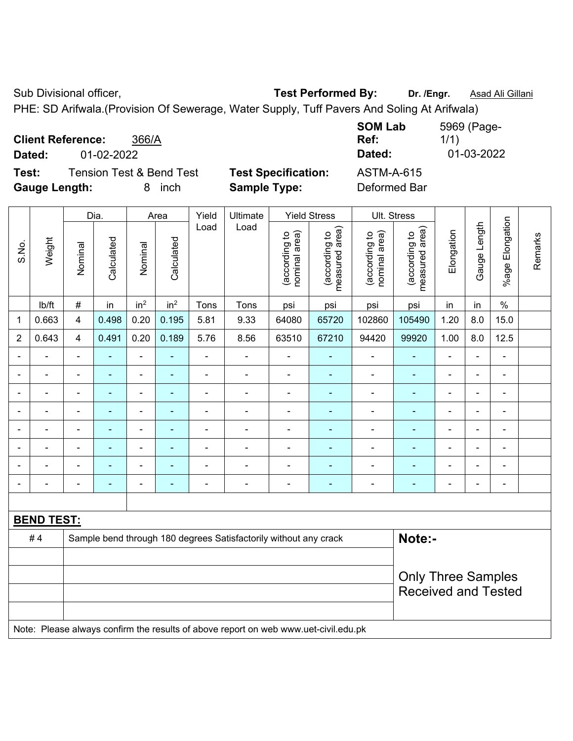Sub Divisional officer,

**Test Performed By:** **Dr. /Engr.** Asad Ali Gillani

PHE: SD Arifwala.(Provision Of Sewerage, Water Supply, Tuff Pavers And Soling At Arifwala)

**Client Reference:** 366/A

**Dated:** 01-02-2022

**SOM Lab Ref:** 5969 (Page-1/1)

**Dated:** 01-03-2022

**Test:** Tension Test & Bend Test

**Test Specification:** ASTM-A-615

**Gauge Length:** 8 inch

**Sample Type:** Deformed Bar

| S.No. | Weight | Dia. | | Area | | Yield Load | Ultimate Load | Yield Stress | | Ult. Stress | | Elongation | Gauge Length | %age Elongation | Remarks |
|---|---|---|---|---|---|---|---|---|---|---|---|---|---|---|---|
| | | Nominal | Calculated | Nominal | Calculated | | | (according to nominal area) | (according to measured area) | (according to nominal area) | (according to measured area) | | | | |
| | lb/ft | # | in | $in^2$ | $in^2$ | Tons | Tons | psi | psi | psi | psi | in | in | % | |
| 1 | 0.663 | 4 | 0.498 | 0.20 | 0.195 | 5.81 | 9.33 | 64080 | 65720 | 102860 | 105490 | 1.20 | 8.0 | 15.0 | |
| 2 | 0.643 | 4 | 0.491 | 0.20 | 0.189 | 5.76 | 8.56 | 63510 | 67210 | 94420 | 99920 | 1.00 | 8.0 | 12.5 | |
| - | - | - | - | - | - | - | - | - | - | - | - | - | - | - | |
| - | - | - | - | - | - | - | - | - | - | - | - | - | - | - | |
| - | - | - | - | - | - | - | - | - | - | - | - | - | - | - | |
| - | - | - | - | - | - | - | - | - | - | - | - | - | - | - | |
| - | - | - | - | - | - | - | - | - | - | - | - | - | - | - | |
| - | - | - | - | - | - | - | - | - | - | - | - | - | - | - | |
| - | - | - | - | - | - | - | - | - | - | - | - | - | - | - | |
| - | - | - | - | - | - | - | - | - | - | - | - | - | - | - | |

**BEND TEST:**

| | |
|---|---|
| # 4 | Sample bend through 180 degrees Satisfactorily without any crack |

**Note:-**

Only Three Samples Received and Tested

Note: Please always confirm the results of above report on web www.uet-civil.edu.pk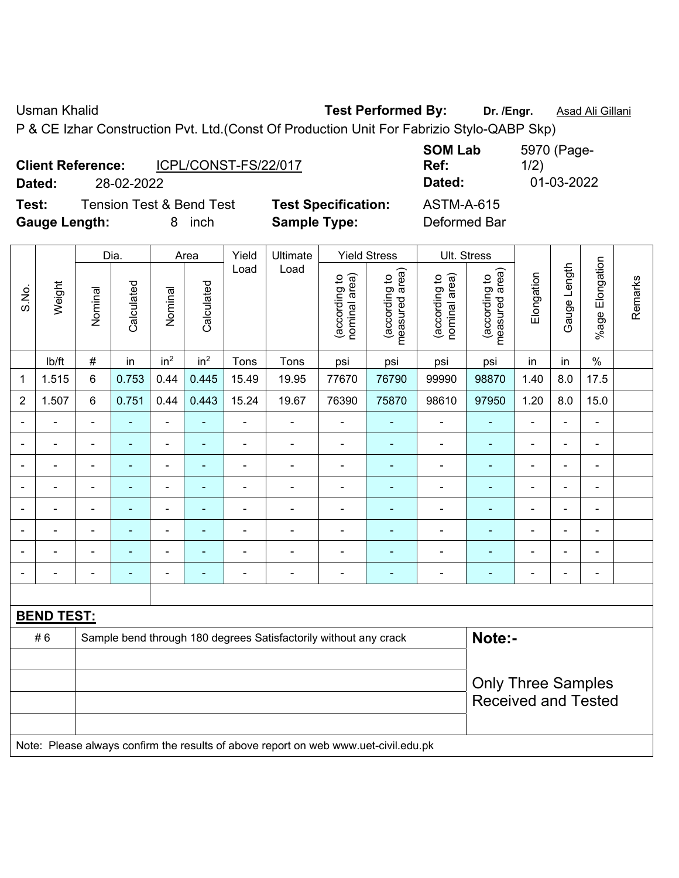Usman Khalid **Test Performed By:** **Dr. /Engr.** Asad Ali Gillani

P & CE Izhar Construction Pvt. Ltd.(Const Of Production Unit For Fabrizio Stylo-QABP Skp)

**Client Reference:** ICPL/CONST-FS/22/017 **SOM Lab Ref:** 5970 (Page-1/2)

**Dated:** 28-02-2022 **Dated:** 01-03-2022

**Test:** Tension Test & Bend Test **Test Specification:** ASTM-A-615

**Gauge Length:** 8 inch **Sample Type:** Deformed Bar

| S.No. | Weight | Dia. | | Area | | Yield Load | Ultimate Load | Yield Stress | | Ult. Stress | | Elongation | Gauge Length | %age Elongation | Remarks |
|---|---|---|---|---|---|---|---|---|---|---|---|---|---|---|---|
| | | Nominal | Calculated | Nominal | Calculated | | | (according to nominal area) | (according to measured area) | (according to nominal area) | (according to measured area) | | | | |
| | lb/ft | # | in | $in^2$ | $in^2$ | Tons | Tons | psi | psi | psi | psi | in | in | % | |
| 1 | 1.515 | 6 | 0.753 | 0.44 | 0.445 | 15.49 | 19.95 | 77670 | 76790 | 99990 | 98870 | 1.40 | 8.0 | 17.5 | |
| 2 | 1.507 | 6 | 0.751 | 0.44 | 0.443 | 15.24 | 19.67 | 76390 | 75870 | 98610 | 97950 | 1.20 | 8.0 | 15.0 | |
| - | - | - | - | - | - | - | - | - | - | - | - | - | - | - | |
| - | - | - | - | - | - | - | - | - | - | - | - | - | - | - | |
| - | - | - | - | - | - | - | - | - | - | - | - | - | - | - | |
| - | - | - | - | - | - | - | - | - | - | - | - | - | - | - | |
| - | - | - | - | - | - | - | - | - | - | - | - | - | - | - | |
| - | - | - | - | - | - | - | - | - | - | - | - | - | - | - | |
| - | - | - | - | - | - | - | - | - | - | - | - | - | - | - | |
| - | - | - | - | - | - | - | - | - | - | - | - | - | - | - | |

**BEND TEST:**

| | | |
|---|---|---|
| # 6 | Sample bend through 180 degrees Satisfactorily without any crack | **Note:-** |
| | | Only Three Samples Received and Tested |

Note: Please always confirm the results of above report on web www.uet-civil.edu.pk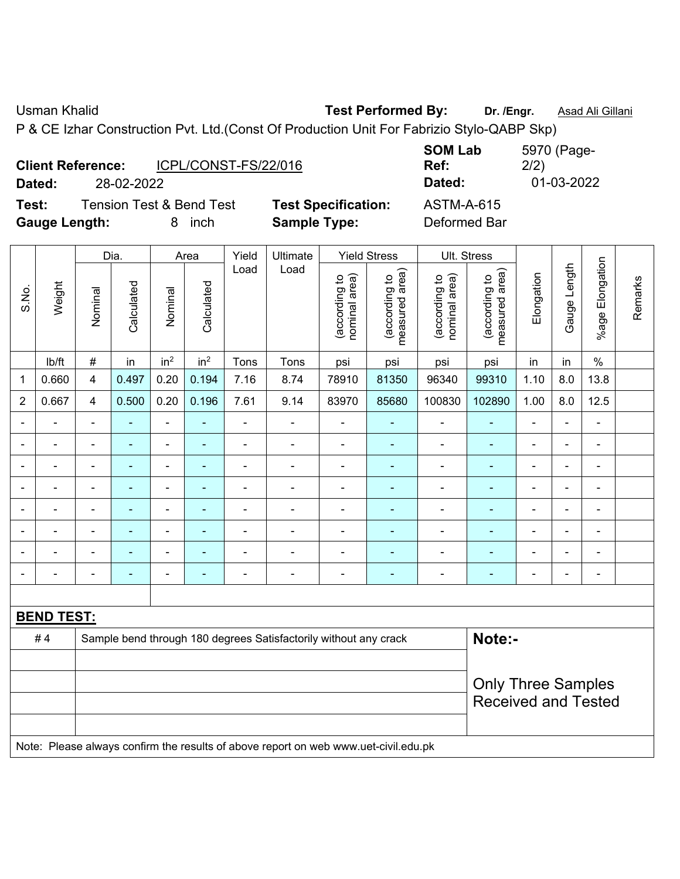Usman Khalid **Test Performed By:** **Dr. /Engr.** Asad Ali Gillani

P & CE Izhar Construction Pvt. Ltd.(Const Of Production Unit For Fabrizio Stylo-QABP Skp)

**Client Reference:** ICPL/CONST-FS/22/016 **SOM Lab Ref:** 5970 (Page-2/2)

**Dated:** 28-02-2022 **Dated:** 01-03-2022

**Test:** Tension Test & Bend Test **Test Specification:** ASTM-A-615

**Gauge Length:** 8 inch **Sample Type:** Deformed Bar

| S.No. | Weight | Dia. | | Area | | Yield Load | Ultimate Load | Yield Stress | | Ult. Stress | | Elongation | Gauge Length | %age Elongation | Remarks |
|---|---|---|---|---|---|---|---|---|---|---|---|---|---|---|---|
| | | Nominal | Calculated | Nominal | Calculated | | | (according to nominal area) | (according to measured area) | (according to nominal area) | (according to measured area) | | | | |
| | lb/ft | # | in | in$^2$ | in$^2$ | Tons | Tons | psi | psi | psi | psi | in | in | % | |
| 1 | 0.660 | 4 | 0.497 | 0.20 | 0.194 | 7.16 | 8.74 | 78910 | 81350 | 96340 | 99310 | 1.10 | 8.0 | 13.8 | |
| 2 | 0.667 | 4 | 0.500 | 0.20 | 0.196 | 7.61 | 9.14 | 83970 | 85680 | 100830 | 102890 | 1.00 | 8.0 | 12.5 | |
| - | - | - | - | - | - | - | - | - | - | - | - | - | - | - | |
| - | - | - | - | - | - | - | - | - | - | - | - | - | - | - | |
| - | - | - | - | - | - | - | - | - | - | - | - | - | - | - | |
| - | - | - | - | - | - | - | - | - | - | - | - | - | - | - | |
| - | - | - | - | - | - | - | - | - | - | - | - | - | - | - | |
| - | - | - | - | - | - | - | - | - | - | - | - | - | - | - | |
| - | - | - | - | - | - | - | - | - | - | - | - | - | - | - | |
| - | - | - | - | - | - | - | - | - | - | - | - | - | - | - | |

**BEND TEST:**

| | | |
|---|---|---|
| # 4 | Sample bend through 180 degrees Satisfactorily without any crack | **Note:-** |
| | | Only Three Samples Received and Tested |

Note: Please always confirm the results of above report on web www.uet-civil.edu.pk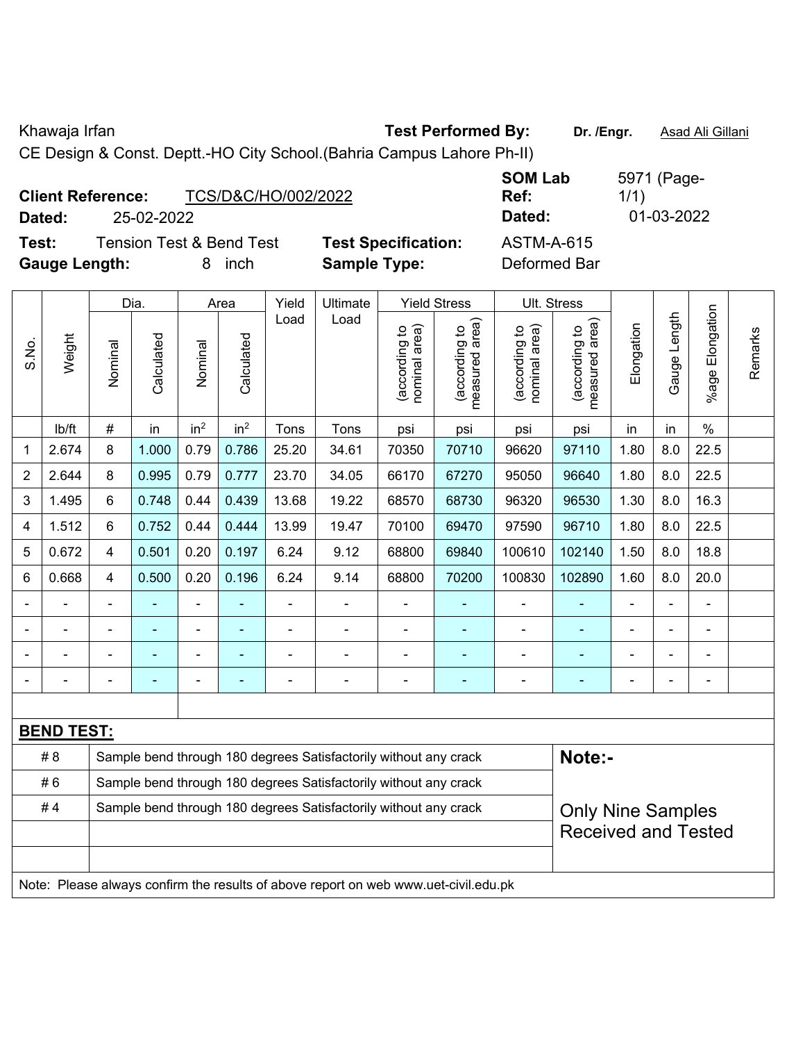Khawaja Irfan **Test Performed By:** **Dr. /Engr.** Asad Ali Gillani

CE Design & Const. Deptt.-HO City School.(Bahria Campus Lahore Ph-II)

**Client Reference:** TCS/D&C/HO/002/2022 **SOM Lab Ref:** 5971 (Page-1/1)

**Dated:** 25-02-2022 **Dated:** 01-03-2022

**Test:** Tension Test & Bend Test **Test Specification:** ASTM-A-615

**Gauge Length:** 8 inch **Sample Type:** Deformed Bar

| S.No. | Weight | Dia. | | Area | | Yield Load | Ultimate Load | Yield Stress | | Ult. Stress | | Elongation | Gauge Length | %age Elongation | Remarks |
|---|---|---|---|---|---|---|---|---|---|---|---|---|---|---|---|
| | | Nominal | Calculated | Nominal | Calculated | | | (according to nominal area) | (according to measured area) | (according to nominal area) | (according to measured area) | | | | |
| | lb/ft | # | in | $in^2$ | $in^2$ | Tons | Tons | psi | psi | psi | psi | in | in | % | |
| 1 | 2.674 | 8 | 1.000 | 0.79 | 0.786 | 25.20 | 34.61 | 70350 | 70710 | 96620 | 97110 | 1.80 | 8.0 | 22.5 | |
| 2 | 2.644 | 8 | 0.995 | 0.79 | 0.777 | 23.70 | 34.05 | 66170 | 67270 | 95050 | 96640 | 1.80 | 8.0 | 22.5 | |
| 3 | 1.495 | 6 | 0.748 | 0.44 | 0.439 | 13.68 | 19.22 | 68570 | 68730 | 96320 | 96530 | 1.30 | 8.0 | 16.3 | |
| 4 | 1.512 | 6 | 0.752 | 0.44 | 0.444 | 13.99 | 19.47 | 70100 | 69470 | 97590 | 96710 | 1.80 | 8.0 | 22.5 | |
| 5 | 0.672 | 4 | 0.501 | 0.20 | 0.197 | 6.24 | 9.12 | 68800 | 69840 | 100610 | 102140 | 1.50 | 8.0 | 18.8 | |
| 6 | 0.668 | 4 | 0.500 | 0.20 | 0.196 | 6.24 | 9.14 | 68800 | 70200 | 100830 | 102890 | 1.60 | 8.0 | 20.0 | |
| - | - | - | - | - | - | - | - | - | - | - | - | - | - | - | |
| - | - | - | - | - | - | - | - | - | - | - | - | - | - | - | |
| - | - | - | - | - | - | - | - | - | - | - | - | - | - | - | |
| - | - | - | - | - | - | - | - | - | - | - | - | - | - | - | |

**BEND TEST:**

| | | |
|---|---|---|
| # 8 | Sample bend through 180 degrees Satisfactorily without any crack | **Note:-** |
| # 6 | Sample bend through 180 degrees Satisfactorily without any crack | |
| # 4 | Sample bend through 180 degrees Satisfactorily without any crack | Only Nine Samples Received and Tested |

Note: Please always confirm the results of above report on web www.uet-civil.edu.pk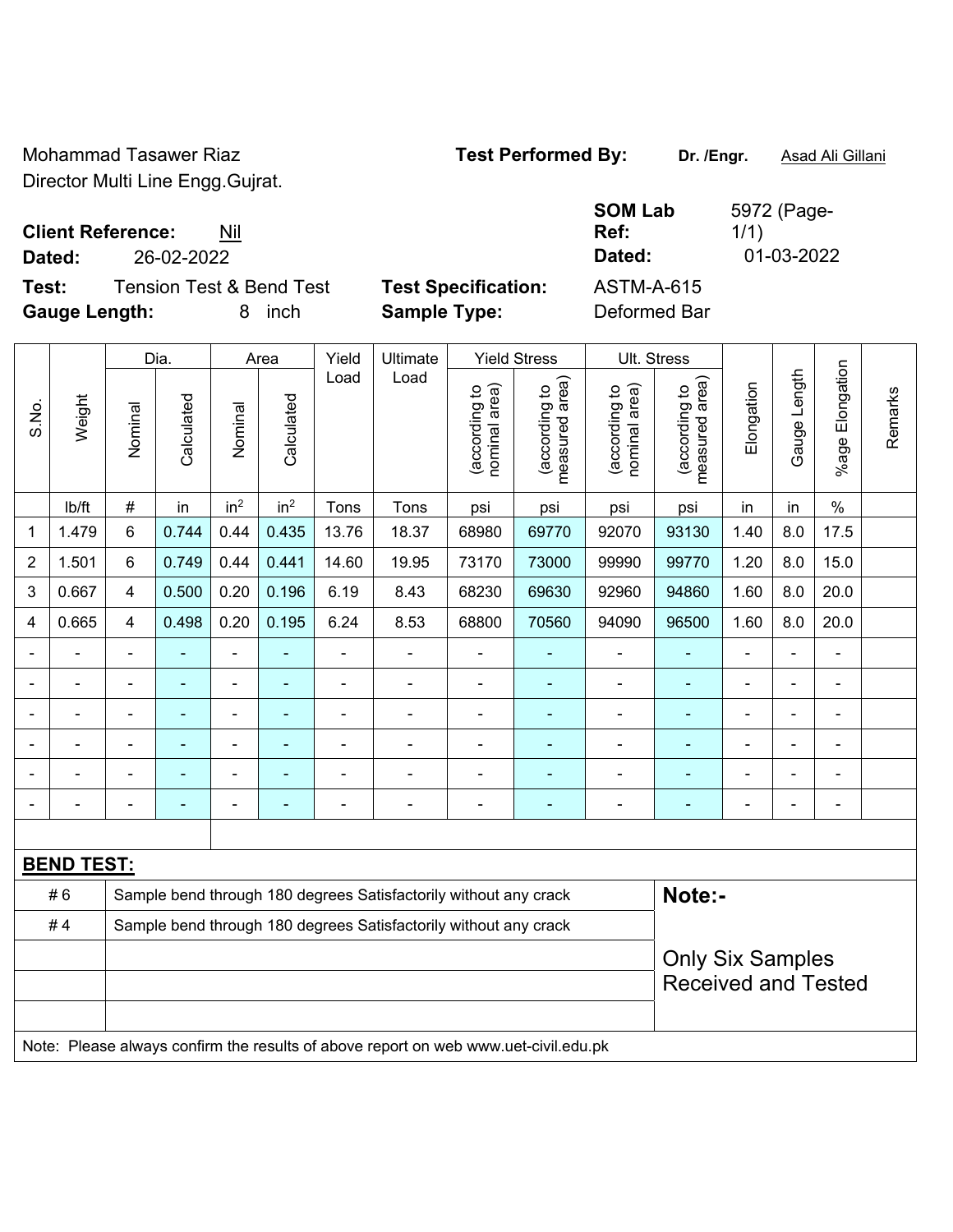Mohammad Tasawer Riaz
Director Multi Line Engg.Gujrat.

**Test Performed By:** **Dr. /Engr.** Asad Ali Gillani

**Client Reference:** Nil

**Dated:** 26-02-2022

**SOM Lab Ref:** 5972 (Page-1/1)

**Dated:** 01-03-2022

**Test:** Tension Test & Bend Test

**Test Specification:** ASTM-A-615

**Gauge Length:** 8 inch

**Sample Type:** Deformed Bar

| S.No. | Weight | Dia. | | Area | | Yield Load | Ultimate Load | Yield Stress | | Ult. Stress | | Elongation | Gauge Length | %age Elongation | Remarks |
|---|---|---|---|---|---|---|---|---|---|---|---|---|---|---|---|
| | | Nominal | Calculated | Nominal | Calculated | | | (according to nominal area) | (according to measured area) | (according to nominal area) | (according to measured area) | | | | |
| | lb/ft | # | in | $in^2$ | $in^2$ | Tons | Tons | psi | psi | psi | psi | in | in | % | |
| 1 | 1.479 | 6 | 0.744 | 0.44 | 0.435 | 13.76 | 18.37 | 68980 | 69770 | 92070 | 93130 | 1.40 | 8.0 | 17.5 | |
| 2 | 1.501 | 6 | 0.749 | 0.44 | 0.441 | 14.60 | 19.95 | 73170 | 73000 | 99990 | 99770 | 1.20 | 8.0 | 15.0 | |
| 3 | 0.667 | 4 | 0.500 | 0.20 | 0.196 | 6.19 | 8.43 | 68230 | 69630 | 92960 | 94860 | 1.60 | 8.0 | 20.0 | |
| 4 | 0.665 | 4 | 0.498 | 0.20 | 0.195 | 6.24 | 8.53 | 68800 | 70560 | 94090 | 96500 | 1.60 | 8.0 | 20.0 | |
| - | - | - | - | - | - | - | - | - | - | - | - | - | - | - | |
| - | - | - | - | - | - | - | - | - | - | - | - | - | - | - | |
| - | - | - | - | - | - | - | - | - | - | - | - | - | - | - | |
| - | - | - | - | - | - | - | - | - | - | - | - | - | - | - | |
| - | - | - | - | - | - | - | - | - | - | - | - | - | - | - | |
| - | - | - | - | - | - | - | - | - | - | - | - | - | - | - | |

**BEND TEST:**

| | | |
|---|---|---|
| # 6 | Sample bend through 180 degrees Satisfactorily without any crack | **Note:-** |
| # 4 | Sample bend through 180 degrees Satisfactorily without any crack | |
| | | Only Six Samples Received and Tested |
| | | |
| | | |

Note: Please always confirm the results of above report on web www.uet-civil.edu.pk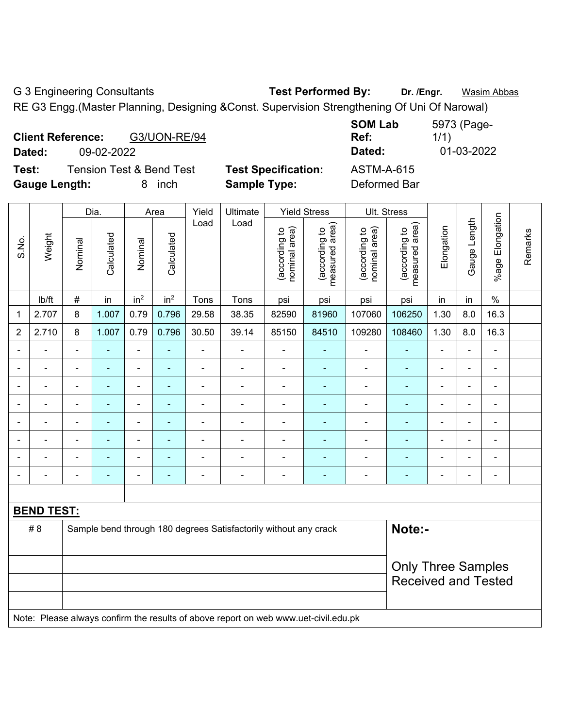G 3 Engineering Consultants **Test Performed By:** **Dr. /Engr.** Wasim Abbas

RE G3 Engg.(Master Planning, Designing &Const. Supervision Strengthening Of Uni Of Narowal)

**Client Reference:** G3/UON-RE/94 **SOM Lab Ref:** 5973 (Page-1/1)

**Dated:** 09-02-2022 **Dated:** 01-03-2022

**Test:** Tension Test & Bend Test **Test Specification:** ASTM-A-615

**Gauge Length:** 8 inch **Sample Type:** Deformed Bar

| S.No. | Weight | Dia. | | Area | | Yield Load | Ultimate Load | Yield Stress | | Ult. Stress | | Elongation | Gauge Length | %age Elongation | Remarks |
|---|---|---|---|---|---|---|---|---|---|---|---|---|---|---|---|
| | | Nominal | Calculated | Nominal | Calculated | | | (according to nominal area) | (according to measured area) | (according to nominal area) | (according to measured area) | | | | |
| | lb/ft | # | in | in² | in² | Tons | Tons | psi | psi | psi | psi | in | in | % | |
| 1 | 2.707 | 8 | 1.007 | 0.79 | 0.796 | 29.58 | 38.35 | 82590 | 81960 | 107060 | 106250 | 1.30 | 8.0 | 16.3 | |
| 2 | 2.710 | 8 | 1.007 | 0.79 | 0.796 | 30.50 | 39.14 | 85150 | 84510 | 109280 | 108460 | 1.30 | 8.0 | 16.3 | |
| - | - | - | - | - | - | - | - | - | - | - | - | - | - | - | |
| - | - | - | - | - | - | - | - | - | - | - | - | - | - | - | |
| - | - | - | - | - | - | - | - | - | - | - | - | - | - | - | |
| - | - | - | - | - | - | - | - | - | - | - | - | - | - | - | |
| - | - | - | - | - | - | - | - | - | - | - | - | - | - | - | |
| - | - | - | - | - | - | - | - | - | - | - | - | - | - | - | |
| - | - | - | - | - | - | - | - | - | - | - | - | - | - | - | |
| - | - | - | - | - | - | - | - | - | - | - | - | - | - | - | |

**BEND TEST:**

| | | |
|---|---|---|
| # 8 | Sample bend through 180 degrees Satisfactorily without any crack | **Note:-** |
| | | Only Three Samples Received and Tested |

Note: Please always confirm the results of above report on web www.uet-civil.edu.pk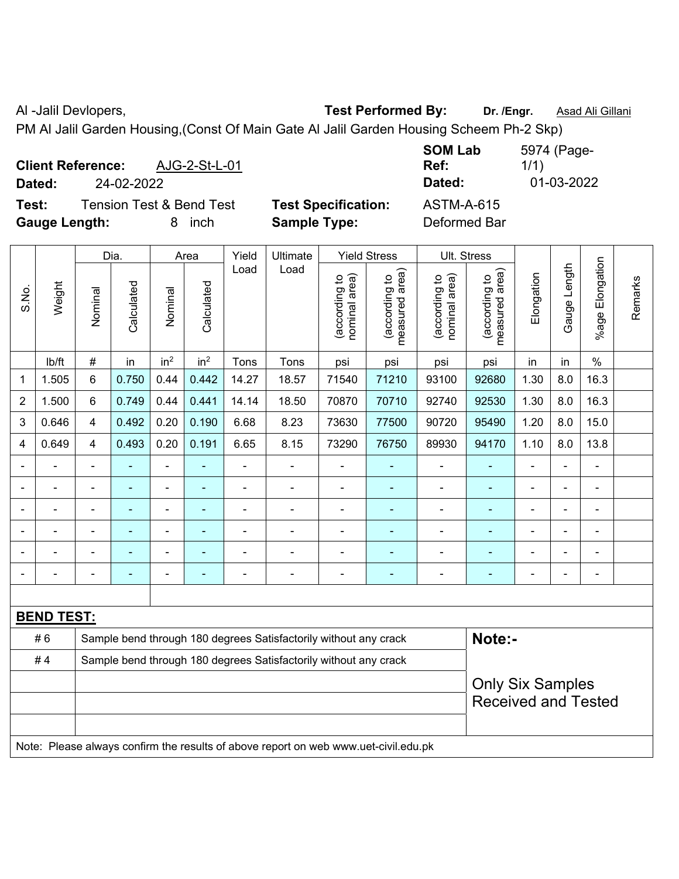Al -Jalil Devlopers, **Test Performed By:** **Dr. /Engr.** Asad Ali Gillani

PM Al Jalil Garden Housing,(Const Of Main Gate Al Jalil Garden Housing Scheem Ph-2 Skp)

**Client Reference:** AJG-2-St-L-01 **SOM Lab Ref:** 5974 (Page-1/1)

**Dated:** 24-02-2022 **Dated:** 01-03-2022

**Test:** Tension Test & Bend Test **Test Specification:** ASTM-A-615

**Gauge Length:** 8 inch **Sample Type:** Deformed Bar

| S.No. | Weight | Dia. | | Area | | Yield Load | Ultimate Load | Yield Stress | | Ult. Stress | | Elongation | Gauge Length | %age Elongation | Remarks |
|---|---|---|---|---|---|---|---|---|---|---|---|---|---|---|---|
| | | Nominal | Calculated | Nominal | Calculated | | | (according to nominal area) | (according to measured area) | (according to nominal area) | (according to measured area) | | | | |
| | lb/ft | # | in | in$^2$ | in$^2$ | Tons | Tons | psi | psi | psi | psi | in | in | % | |
| 1 | 1.505 | 6 | 0.750 | 0.44 | 0.442 | 14.27 | 18.57 | 71540 | 71210 | 93100 | 92680 | 1.30 | 8.0 | 16.3 | |
| 2 | 1.500 | 6 | 0.749 | 0.44 | 0.441 | 14.14 | 18.50 | 70870 | 70710 | 92740 | 92530 | 1.30 | 8.0 | 16.3 | |
| 3 | 0.646 | 4 | 0.492 | 0.20 | 0.190 | 6.68 | 8.23 | 73630 | 77500 | 90720 | 95490 | 1.20 | 8.0 | 15.0 | |
| 4 | 0.649 | 4 | 0.493 | 0.20 | 0.191 | 6.65 | 8.15 | 73290 | 76750 | 89930 | 94170 | 1.10 | 8.0 | 13.8 | |
| - | - | - | - | - | - | - | - | - | - | - | - | - | - | - | |
| - | - | - | - | - | - | - | - | - | - | - | - | - | - | - | |
| - | - | - | - | - | - | - | - | - | - | - | - | - | - | - | |
| - | - | - | - | - | - | - | - | - | - | - | - | - | - | - | |
| - | - | - | - | - | - | - | - | - | - | - | - | - | - | - | |
| - | - | - | - | - | - | - | - | - | - | - | - | - | - | - | |

**BEND TEST:**

| | | |
|---|---|---|
| # 6 | Sample bend through 180 degrees Satisfactorily without any crack | **Note:-** |
| # 4 | Sample bend through 180 degrees Satisfactorily without any crack | Only Six Samples Received and Tested |

Note: Please always confirm the results of above report on web www.uet-civil.edu.pk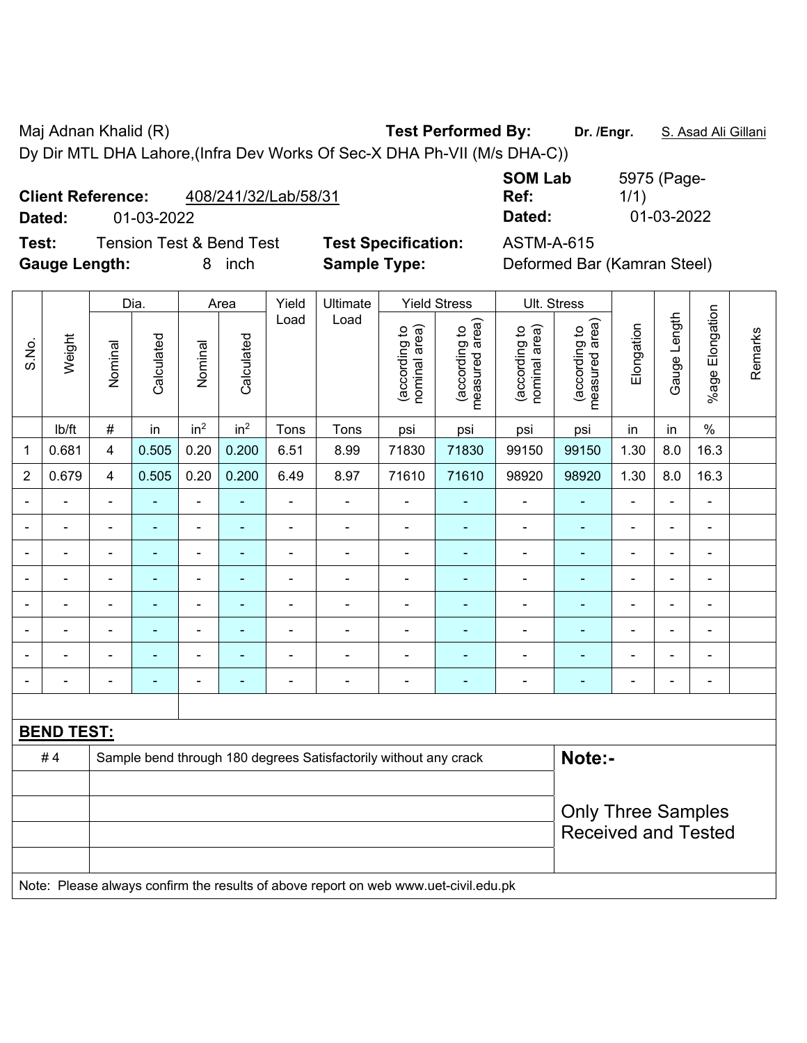Maj Adnan Khalid (R) **Test Performed By:** **Dr. /Engr.** S. Asad Ali Gillani

Dy Dir MTL DHA Lahore,(Infra Dev Works Of Sec-X DHA Ph-VII (M/s DHA-C))

**Client Reference:** 408/241/32/Lab/58/31 **SOM Lab Ref:** 5975 (Page-1/1)

**Dated:** 01-03-2022 **Dated:** 01-03-2022

**Test:** Tension Test & Bend Test **Test Specification:** ASTM-A-615

**Gauge Length:** 8 inch **Sample Type:** Deformed Bar (Kamran Steel)

| S.No. | Weight | Dia. | | Area | | Yield Load | Ultimate Load | Yield Stress | | Ult. Stress | | Elongation | Gauge Length | %age Elongation | Remarks |
|---|---|---|---|---|---|---|---|---|---|---|---|---|---|---|---|
| | | Nominal | Calculated | Nominal | Calculated | | | (according to nominal area) | (according to measured area) | (according to nominal area) | (according to measured area) | | | | |
| | lb/ft | # | in | in$^2$ | in$^2$ | Tons | Tons | psi | psi | psi | psi | in | in | % | |
| 1 | 0.681 | 4 | 0.505 | 0.20 | 0.200 | 6.51 | 8.99 | 71830 | 71830 | 99150 | 99150 | 1.30 | 8.0 | 16.3 | |
| 2 | 0.679 | 4 | 0.505 | 0.20 | 0.200 | 6.49 | 8.97 | 71610 | 71610 | 98920 | 98920 | 1.30 | 8.0 | 16.3 | |
| - | - | - | - | - | - | - | - | - | - | - | - | - | - | - | |
| - | - | - | - | - | - | - | - | - | - | - | - | - | - | - | |
| - | - | - | - | - | - | - | - | - | - | - | - | - | - | - | |
| - | - | - | - | - | - | - | - | - | - | - | - | - | - | - | |
| - | - | - | - | - | - | - | - | - | - | - | - | - | - | - | |
| - | - | - | - | - | - | - | - | - | - | - | - | - | - | - | |
| - | - | - | - | - | - | - | - | - | - | - | - | - | - | - | |
| - | - | - | - | - | - | - | - | - | - | - | - | - | - | - | |

**BEND TEST:**

| | | |
|---|---|---|
| # 4 | Sample bend through 180 degrees Satisfactorily without any crack | **Note:-** |
| | | Only Three Samples Received and Tested |

Note: Please always confirm the results of above report on web www.uet-civil.edu.pk